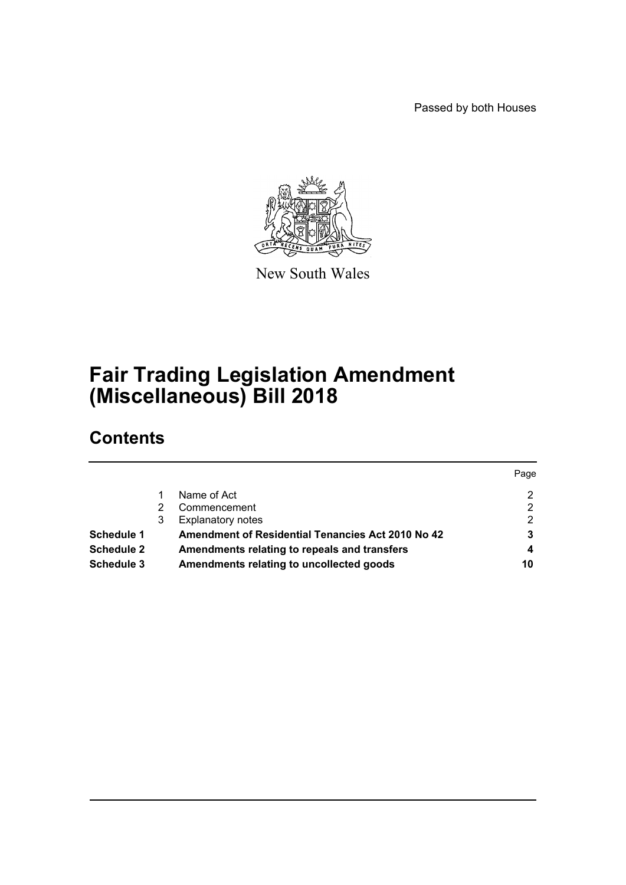Passed by both Houses

New South Wales

# Fair Trading Legislation Amendment (Miscellaneous) Bill 2018

## Contents

| | | | Page |
|---|---|---|---|
| | 1 | Name of Act | 2 |
| | 2 | Commencement | 2 |
| | 3 | Explanatory notes | 2 |
| **Schedule 1** | | **Amendment of Residential Tenancies Act 2010 No 42** | **3** |
| **Schedule 2** | | **Amendments relating to repeals and transfers** | **4** |
| **Schedule 3** | | **Amendments relating to uncollected goods** | **10** |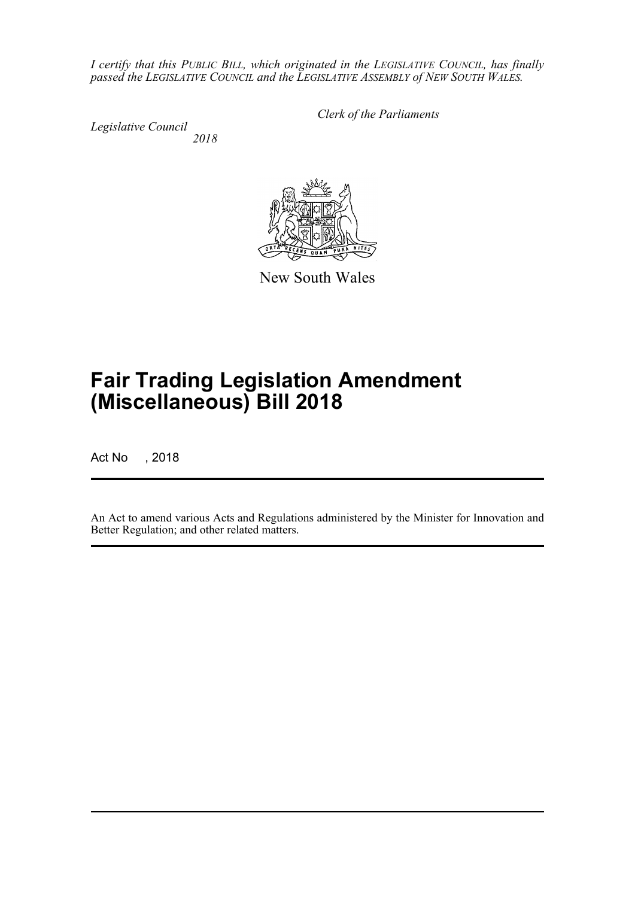*I certify that this PUBLIC BILL, which originated in the LEGISLATIVE COUNCIL, has finally passed the LEGISLATIVE COUNCIL and the LEGISLATIVE ASSEMBLY of NEW SOUTH WALES.*

*Clerk of the Parliaments*

*Legislative Council*
*2018*

New South Wales

# Fair Trading Legislation Amendment (Miscellaneous) Bill 2018

Act No , 2018

An Act to amend various Acts and Regulations administered by the Minister for Innovation and Better Regulation; and other related matters.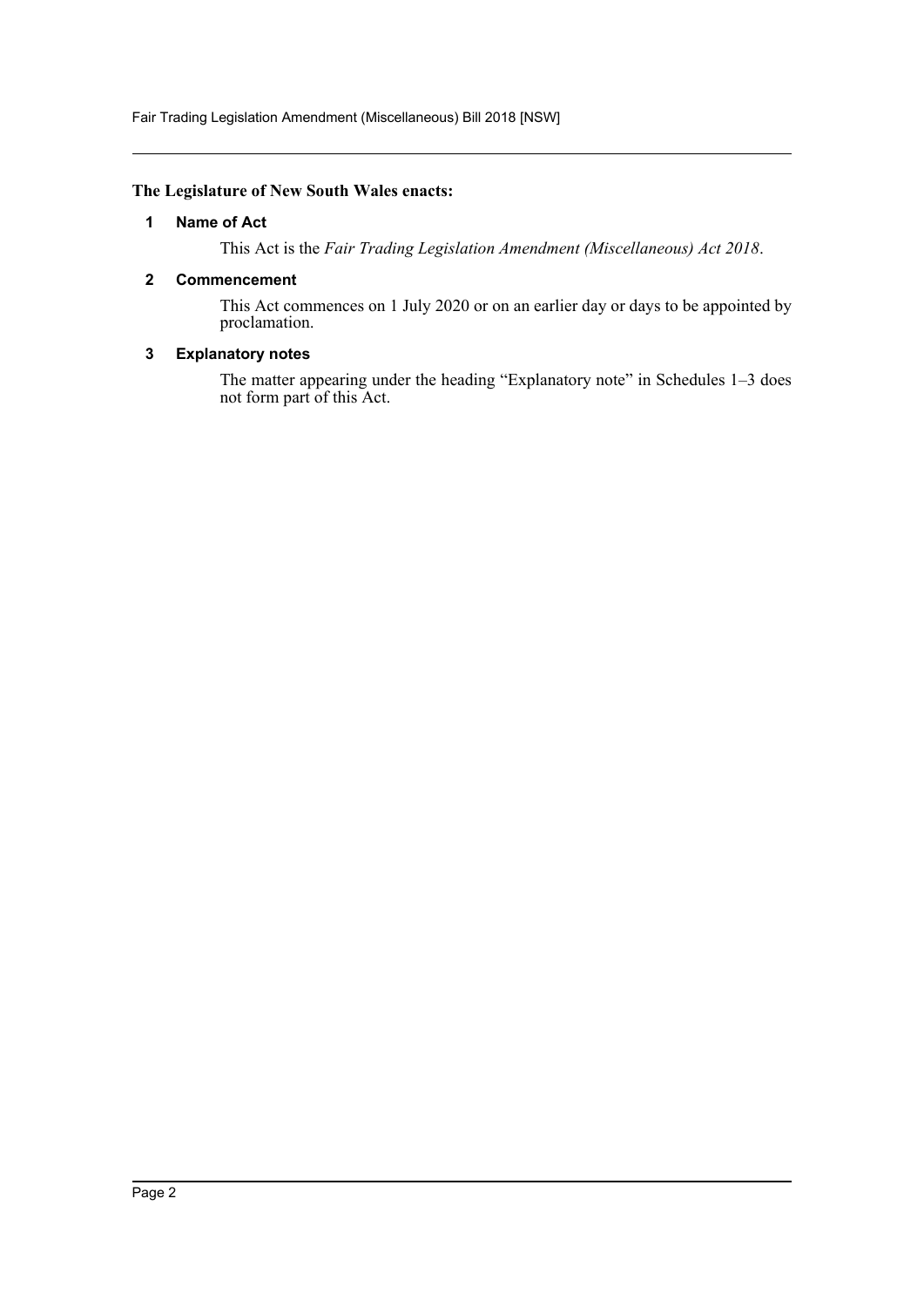**The Legislature of New South Wales enacts:**

## 1 Name of Act

This Act is the *Fair Trading Legislation Amendment (Miscellaneous) Act 2018*.

## 2 Commencement

This Act commences on 1 July 2020 or on an earlier day or days to be appointed by proclamation.

## 3 Explanatory notes

The matter appearing under the heading "Explanatory note" in Schedules 1–3 does not form part of this Act.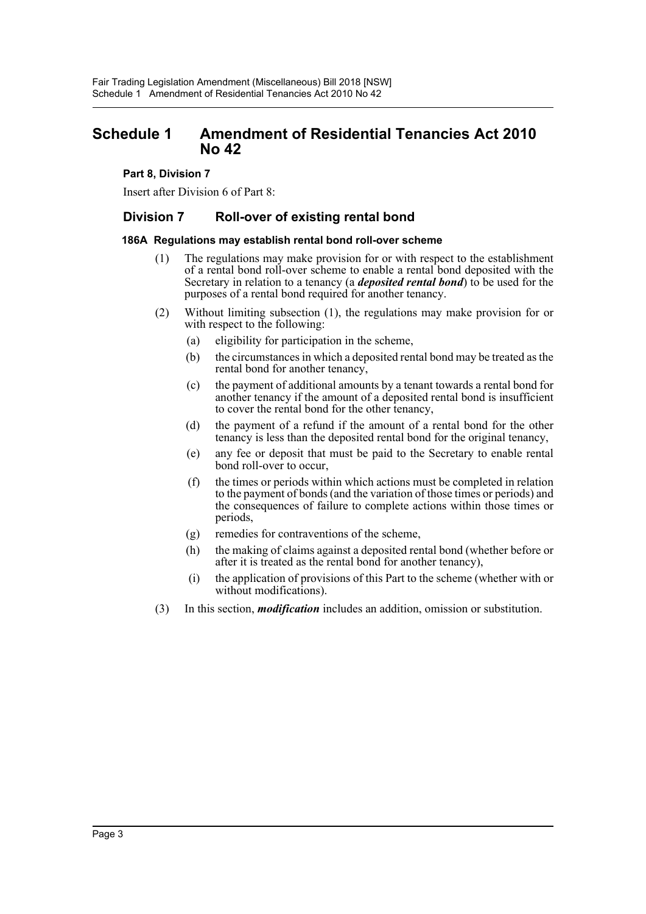# Schedule 1 Amendment of Residential Tenancies Act 2010 No 42

**Part 8, Division 7**

Insert after Division 6 of Part 8:

## Division 7 Roll-over of existing rental bond

### 186A Regulations may establish rental bond roll-over scheme

(1) The regulations may make provision for or with respect to the establishment of a rental bond roll-over scheme to enable a rental bond deposited with the Secretary in relation to a tenancy (a ***deposited rental bond***) to be used for the purposes of a rental bond required for another tenancy.

(2) Without limiting subsection (1), the regulations may make provision for or with respect to the following:

- (a) eligibility for participation in the scheme,
- (b) the circumstances in which a deposited rental bond may be treated as the rental bond for another tenancy,
- (c) the payment of additional amounts by a tenant towards a rental bond for another tenancy if the amount of a deposited rental bond is insufficient to cover the rental bond for the other tenancy,
- (d) the payment of a refund if the amount of a rental bond for the other tenancy is less than the deposited rental bond for the original tenancy,
- (e) any fee or deposit that must be paid to the Secretary to enable rental bond roll-over to occur,
- (f) the times or periods within which actions must be completed in relation to the payment of bonds (and the variation of those times or periods) and the consequences of failure to complete actions within those times or periods,
- (g) remedies for contraventions of the scheme,
- (h) the making of claims against a deposited rental bond (whether before or after it is treated as the rental bond for another tenancy),
- (i) the application of provisions of this Part to the scheme (whether with or without modifications).

(3) In this section, ***modification*** includes an addition, omission or substitution.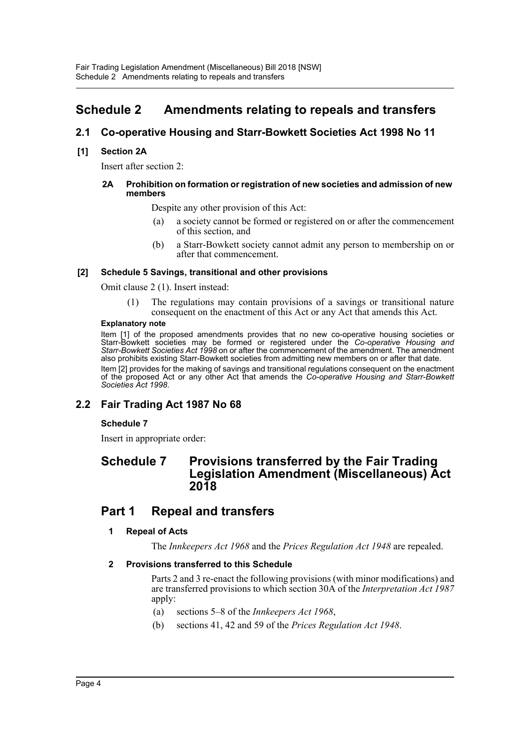# Schedule 2 Amendments relating to repeals and transfers

## 2.1 Co-operative Housing and Starr-Bowkett Societies Act 1998 No 11

### [1] Section 2A

Insert after section 2:

**2A Prohibition on formation or registration of new societies and admission of new members**

Despite any other provision of this Act:

(a) a society cannot be formed or registered on or after the commencement of this section, and

(b) a Starr-Bowkett society cannot admit any person to membership on or after that commencement.

### [2] Schedule 5 Savings, transitional and other provisions

Omit clause 2 (1). Insert instead:

(1) The regulations may contain provisions of a savings or transitional nature consequent on the enactment of this Act or any Act that amends this Act.

**Explanatory note**

Item [1] of the proposed amendments provides that no new co-operative housing societies or Starr-Bowkett societies may be formed or registered under the *Co-operative Housing and Starr-Bowkett Societies Act 1998* on or after the commencement of the amendment. The amendment also prohibits existing Starr-Bowkett societies from admitting new members on or after that date.

Item [2] provides for the making of savings and transitional regulations consequent on the enactment of the proposed Act or any other Act that amends the *Co-operative Housing and Starr-Bowkett Societies Act 1998*.

## 2.2 Fair Trading Act 1987 No 68

### Schedule 7

Insert in appropriate order:

# Schedule 7 Provisions transferred by the Fair Trading Legislation Amendment (Miscellaneous) Act 2018

## Part 1 Repeal and transfers

**1 Repeal of Acts**

The *Innkeepers Act 1968* and the *Prices Regulation Act 1948* are repealed.

**2 Provisions transferred to this Schedule**

Parts 2 and 3 re-enact the following provisions (with minor modifications) and are transferred provisions to which section 30A of the *Interpretation Act 1987* apply:

(a) sections 5–8 of the *Innkeepers Act 1968*,

(b) sections 41, 42 and 59 of the *Prices Regulation Act 1948*.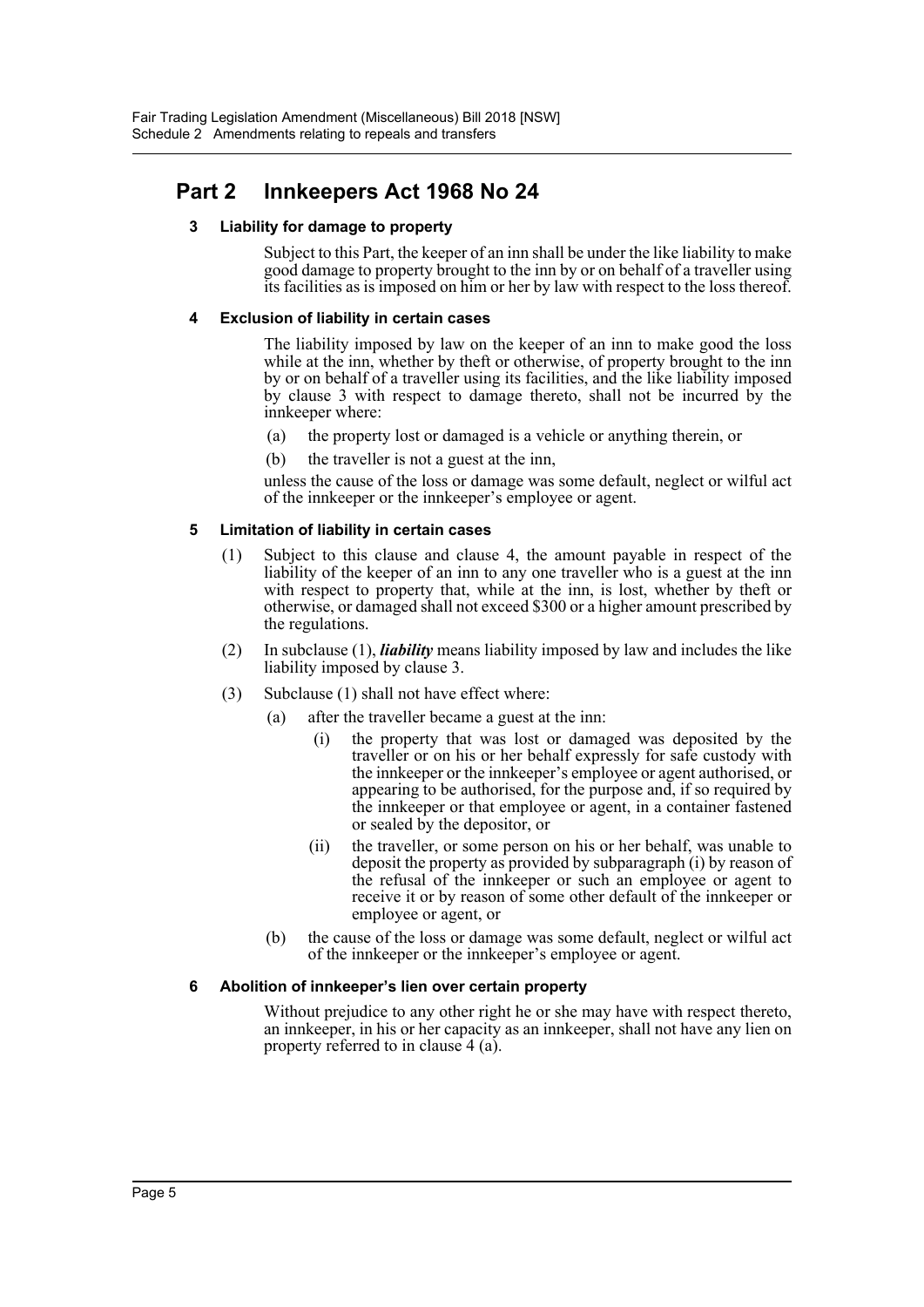## Part 2 Innkeepers Act 1968 No 24

### 3 Liability for damage to property

Subject to this Part, the keeper of an inn shall be under the like liability to make good damage to property brought to the inn by or on behalf of a traveller using its facilities as is imposed on him or her by law with respect to the loss thereof.

### 4 Exclusion of liability in certain cases

The liability imposed by law on the keeper of an inn to make good the loss while at the inn, whether by theft or otherwise, of property brought to the inn by or on behalf of a traveller using its facilities, and the like liability imposed by clause 3 with respect to damage thereto, shall not be incurred by the innkeeper where:

(a) the property lost or damaged is a vehicle or anything therein, or

(b) the traveller is not a guest at the inn,

unless the cause of the loss or damage was some default, neglect or wilful act of the innkeeper or the innkeeper's employee or agent.

### 5 Limitation of liability in certain cases

(1) Subject to this clause and clause 4, the amount payable in respect of the liability of the keeper of an inn to any one traveller who is a guest at the inn with respect to property that, while at the inn, is lost, whether by theft or otherwise, or damaged shall not exceed $300 or a higher amount prescribed by the regulations.

(2) In subclause (1), ***liability*** means liability imposed by law and includes the like liability imposed by clause 3.

(3) Subclause (1) shall not have effect where:

(a) after the traveller became a guest at the inn:

(i) the property that was lost or damaged was deposited by the traveller or on his or her behalf expressly for safe custody with the innkeeper or the innkeeper's employee or agent authorised, or appearing to be authorised, for the purpose and, if so required by the innkeeper or that employee or agent, in a container fastened or sealed by the depositor, or

(ii) the traveller, or some person on his or her behalf, was unable to deposit the property as provided by subparagraph (i) by reason of the refusal of the innkeeper or such an employee or agent to receive it or by reason of some other default of the innkeeper or employee or agent, or

(b) the cause of the loss or damage was some default, neglect or wilful act of the innkeeper or the innkeeper's employee or agent.

### 6 Abolition of innkeeper's lien over certain property

Without prejudice to any other right he or she may have with respect thereto, an innkeeper, in his or her capacity as an innkeeper, shall not have any lien on property referred to in clause 4 (a).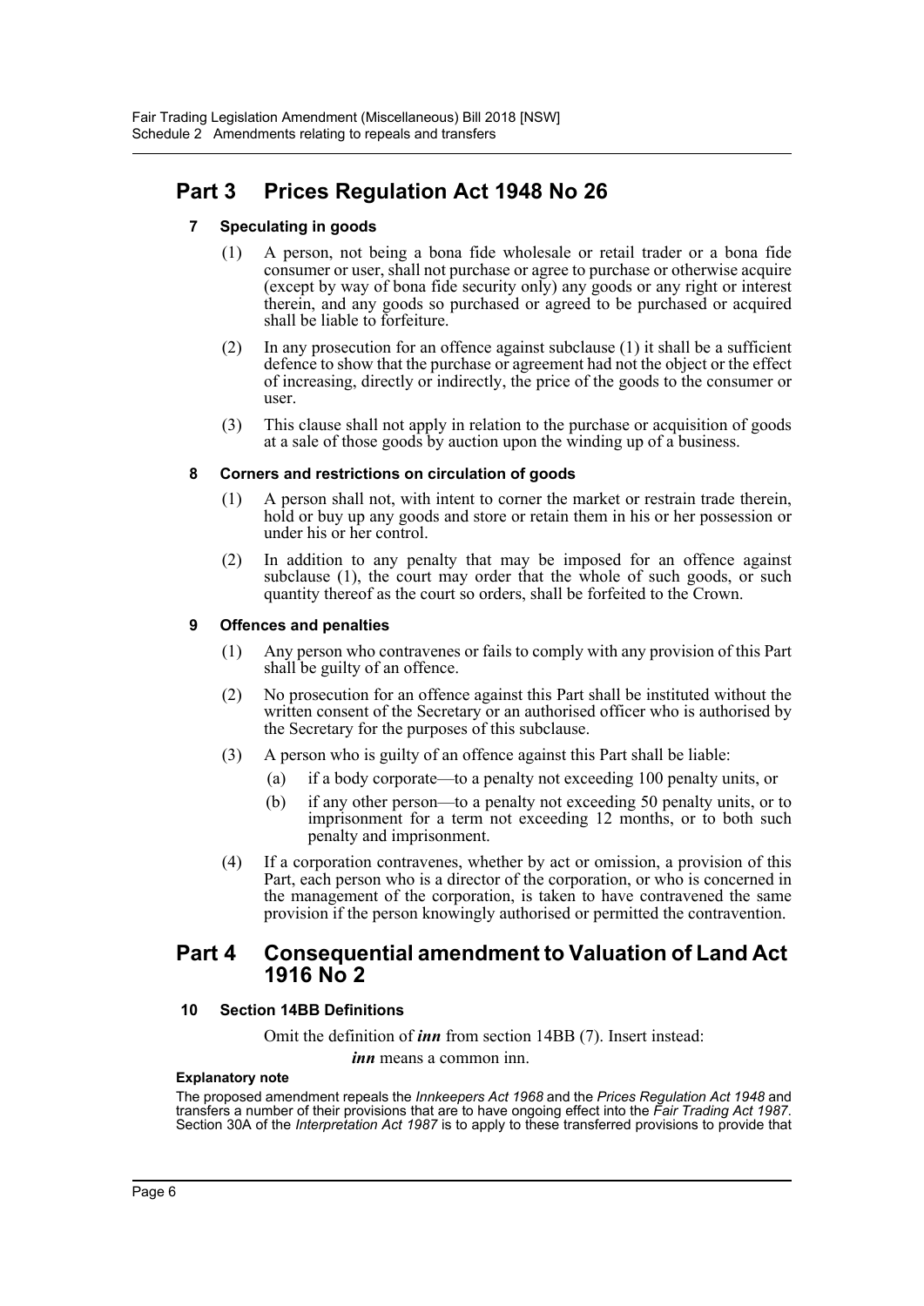## Part 3 Prices Regulation Act 1948 No 26

### 7 Speculating in goods

(1) A person, not being a bona fide wholesale or retail trader or a bona fide consumer or user, shall not purchase or agree to purchase or otherwise acquire (except by way of bona fide security only) any goods or any right or interest therein, and any goods so purchased or agreed to be purchased or acquired shall be liable to forfeiture.

(2) In any prosecution for an offence against subclause (1) it shall be a sufficient defence to show that the purchase or agreement had not the object or the effect of increasing, directly or indirectly, the price of the goods to the consumer or user.

(3) This clause shall not apply in relation to the purchase or acquisition of goods at a sale of those goods by auction upon the winding up of a business.

### 8 Corners and restrictions on circulation of goods

(1) A person shall not, with intent to corner the market or restrain trade therein, hold or buy up any goods and store or retain them in his or her possession or under his or her control.

(2) In addition to any penalty that may be imposed for an offence against subclause (1), the court may order that the whole of such goods, or such quantity thereof as the court so orders, shall be forfeited to the Crown.

### 9 Offences and penalties

(1) Any person who contravenes or fails to comply with any provision of this Part shall be guilty of an offence.

(2) No prosecution for an offence against this Part shall be instituted without the written consent of the Secretary or an authorised officer who is authorised by the Secretary for the purposes of this subclause.

(3) A person who is guilty of an offence against this Part shall be liable:

(a) if a body corporate—to a penalty not exceeding 100 penalty units, or

(b) if any other person—to a penalty not exceeding 50 penalty units, or to imprisonment for a term not exceeding 12 months, or to both such penalty and imprisonment.

(4) If a corporation contravenes, whether by act or omission, a provision of this Part, each person who is a director of the corporation, or who is concerned in the management of the corporation, is taken to have contravened the same provision if the person knowingly authorised or permitted the contravention.

## Part 4 Consequential amendment to Valuation of Land Act 1916 No 2

### 10 Section 14BB Definitions

Omit the definition of ***inn*** from section 14BB (7). Insert instead:

***inn*** means a common inn.

**Explanatory note**

The proposed amendment repeals the *Innkeepers Act 1968* and the *Prices Regulation Act 1948* and transfers a number of their provisions that are to have ongoing effect into the *Fair Trading Act 1987*. Section 30A of the *Interpretation Act 1987* is to apply to these transferred provisions to provide that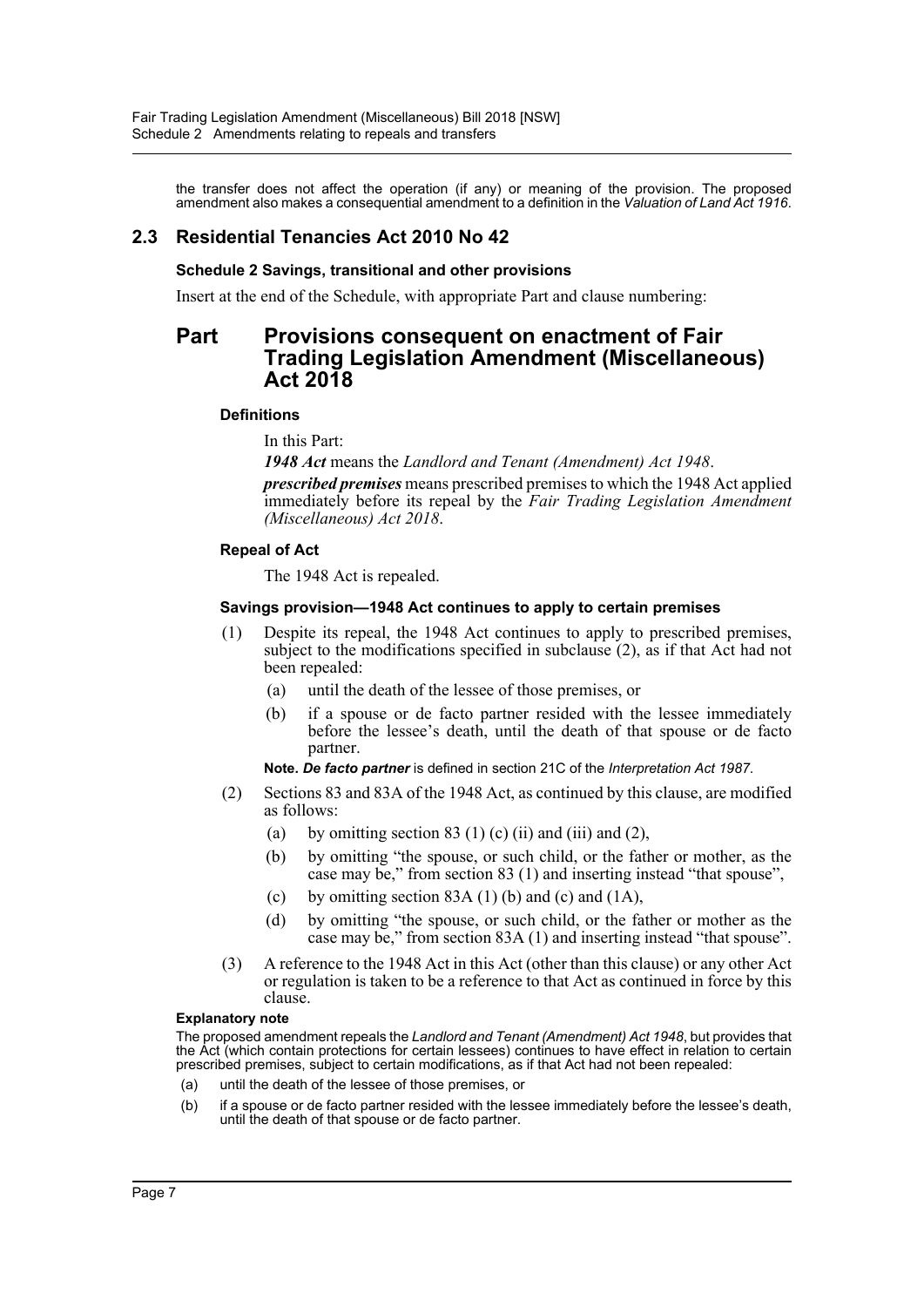the transfer does not affect the operation (if any) or meaning of the provision. The proposed amendment also makes a consequential amendment to a definition in the *Valuation of Land Act 1916*.

## 2.3 Residential Tenancies Act 2010 No 42

### Schedule 2 Savings, transitional and other provisions

Insert at the end of the Schedule, with appropriate Part and clause numbering:

# Part Provisions consequent on enactment of Fair Trading Legislation Amendment (Miscellaneous) Act 2018

#### Definitions

In this Part:

***1948 Act*** means the *Landlord and Tenant (Amendment) Act 1948*.

***prescribed premises*** means prescribed premises to which the 1948 Act applied immediately before its repeal by the *Fair Trading Legislation Amendment (Miscellaneous) Act 2018*.

#### Repeal of Act

The 1948 Act is repealed.

#### Savings provision—1948 Act continues to apply to certain premises

(1) Despite its repeal, the 1948 Act continues to apply to prescribed premises, subject to the modifications specified in subclause (2), as if that Act had not been repealed:

- (a) until the death of the lessee of those premises, or
- (b) if a spouse or de facto partner resided with the lessee immediately before the lessee's death, until the death of that spouse or de facto partner.

**Note.** ***De facto partner*** is defined in section 21C of the *Interpretation Act 1987*.

(2) Sections 83 and 83A of the 1948 Act, as continued by this clause, are modified as follows:

- (a) by omitting section 83 (1) (c) (ii) and (iii) and (2),
- (b) by omitting "the spouse, or such child, or the father or mother, as the case may be," from section 83 (1) and inserting instead "that spouse",
- (c) by omitting section 83A (1) (b) and (c) and (1A),
- (d) by omitting "the spouse, or such child, or the father or mother as the case may be," from section 83A (1) and inserting instead "that spouse".

(3) A reference to the 1948 Act in this Act (other than this clause) or any other Act or regulation is taken to be a reference to that Act as continued in force by this clause.

#### Explanatory note

The proposed amendment repeals the *Landlord and Tenant (Amendment) Act 1948*, but provides that the Act (which contain protections for certain lessees) continues to have effect in relation to certain prescribed premises, subject to certain modifications, as if that Act had not been repealed:

- (a) until the death of the lessee of those premises, or
- (b) if a spouse or de facto partner resided with the lessee immediately before the lessee's death, until the death of that spouse or de facto partner.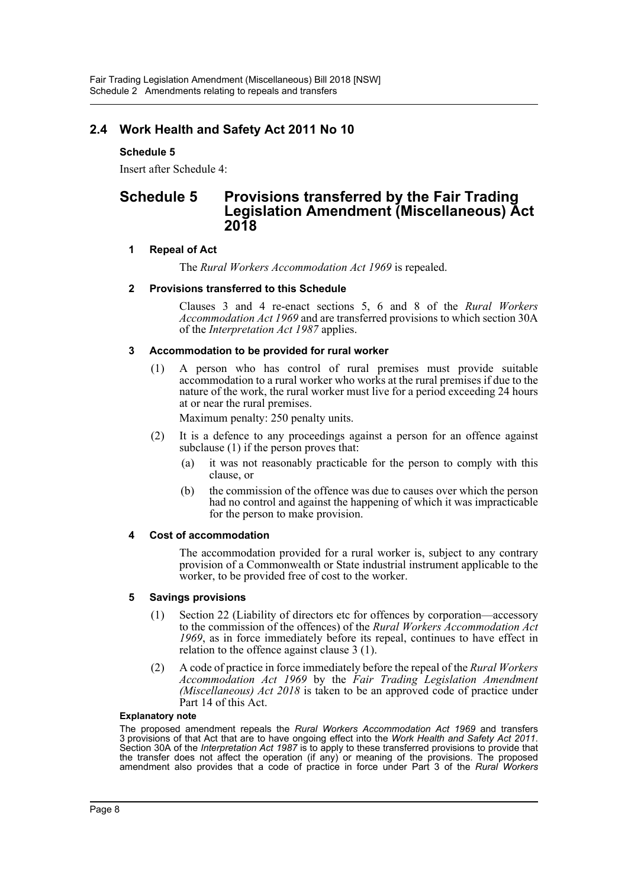## 2.4 Work Health and Safety Act 2011 No 10

**Schedule 5**

Insert after Schedule 4:

# Schedule 5 Provisions transferred by the Fair Trading Legislation Amendment (Miscellaneous) Act 2018

### 1 Repeal of Act

The *Rural Workers Accommodation Act 1969* is repealed.

### 2 Provisions transferred to this Schedule

Clauses 3 and 4 re-enact sections 5, 6 and 8 of the *Rural Workers Accommodation Act 1969* and are transferred provisions to which section 30A of the *Interpretation Act 1987* applies.

### 3 Accommodation to be provided for rural worker

(1) A person who has control of rural premises must provide suitable accommodation to a rural worker who works at the rural premises if due to the nature of the work, the rural worker must live for a period exceeding 24 hours at or near the rural premises.

Maximum penalty: 250 penalty units.

(2) It is a defence to any proceedings against a person for an offence against subclause (1) if the person proves that:

- (a) it was not reasonably practicable for the person to comply with this clause, or
- (b) the commission of the offence was due to causes over which the person had no control and against the happening of which it was impracticable for the person to make provision.

### 4 Cost of accommodation

The accommodation provided for a rural worker is, subject to any contrary provision of a Commonwealth or State industrial instrument applicable to the worker, to be provided free of cost to the worker.

### 5 Savings provisions

(1) Section 22 (Liability of directors etc for offences by corporation—accessory to the commission of the offences) of the *Rural Workers Accommodation Act 1969*, as in force immediately before its repeal, continues to have effect in relation to the offence against clause 3 (1).

(2) A code of practice in force immediately before the repeal of the *Rural Workers Accommodation Act 1969* by the *Fair Trading Legislation Amendment (Miscellaneous) Act 2018* is taken to be an approved code of practice under Part 14 of this Act.

**Explanatory note**

The proposed amendment repeals the *Rural Workers Accommodation Act 1969* and transfers 3 provisions of that Act that are to have ongoing effect into the *Work Health and Safety Act 2011*. Section 30A of the *Interpretation Act 1987* is to apply to these transferred provisions to provide that the transfer does not affect the operation (if any) or meaning of the provisions. The proposed amendment also provides that a code of practice in force under Part 3 of the *Rural Workers*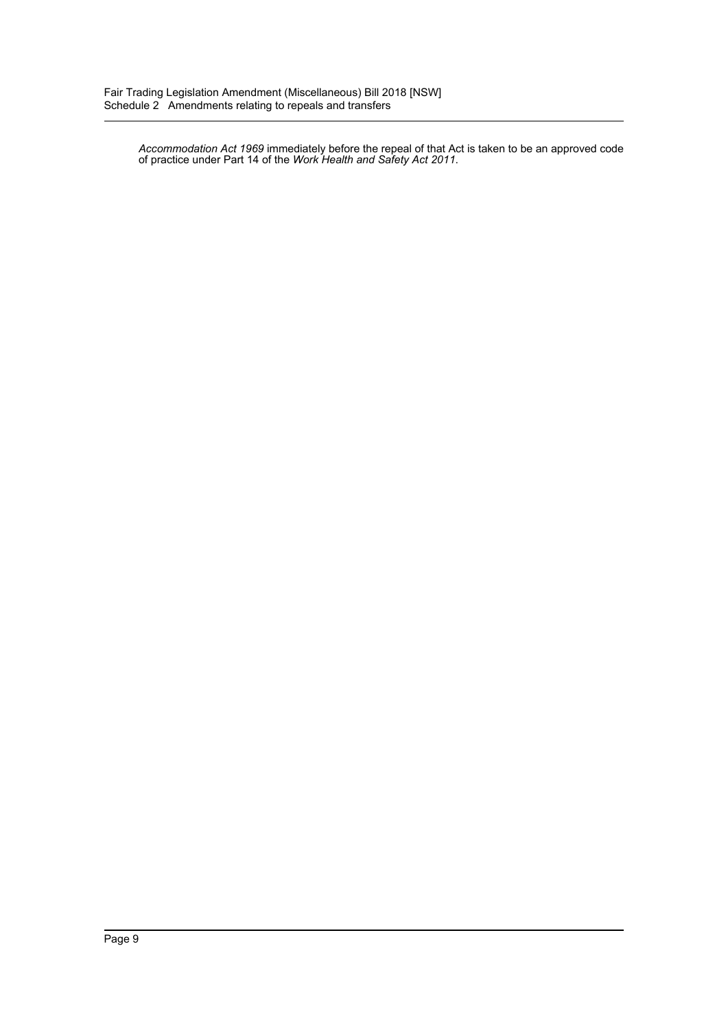*Accommodation Act 1969* immediately before the repeal of that Act is taken to be an approved code of practice under Part 14 of the *Work Health and Safety Act 2011*.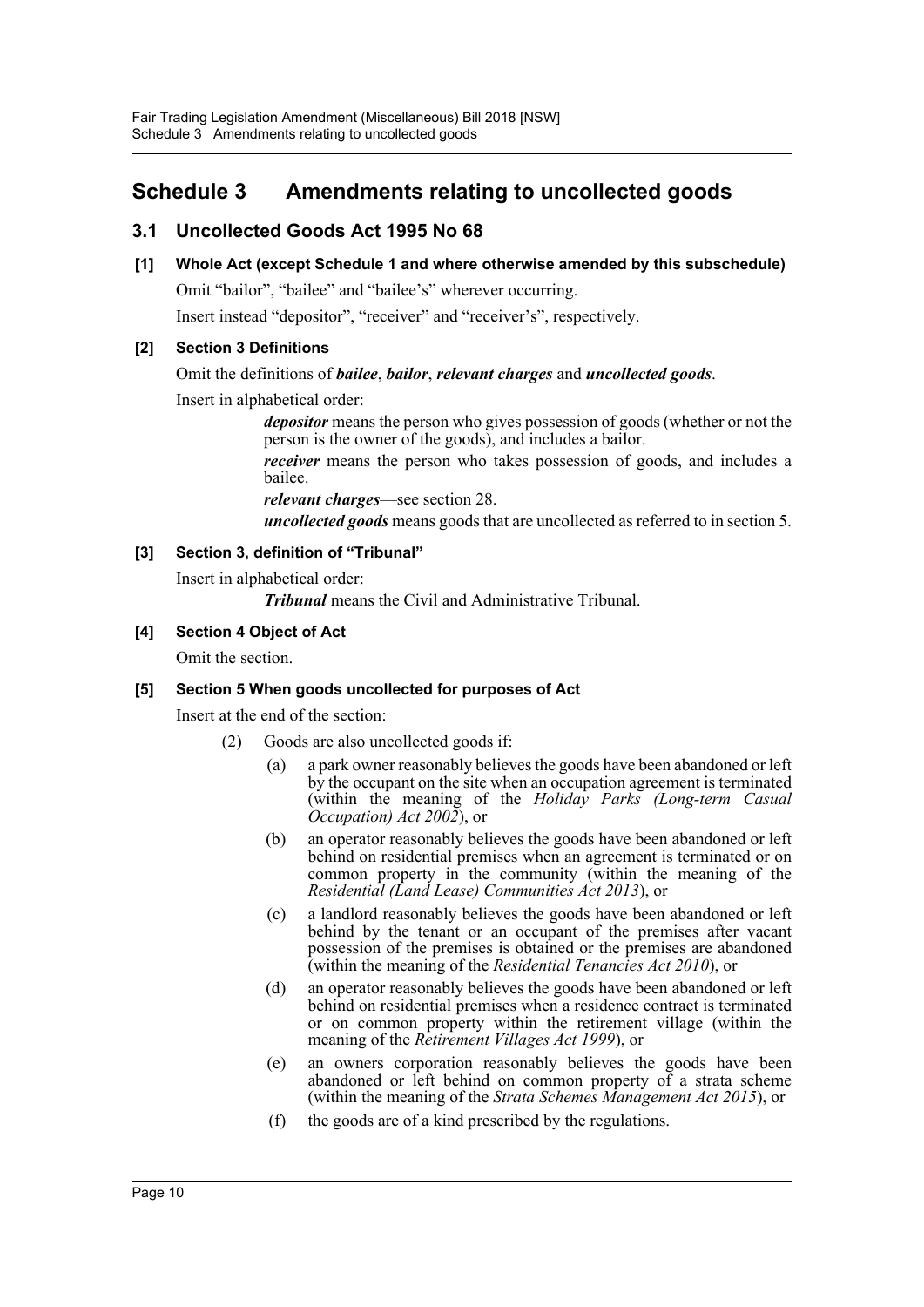# Schedule 3 Amendments relating to uncollected goods

## 3.1 Uncollected Goods Act 1995 No 68

### [1] Whole Act (except Schedule 1 and where otherwise amended by this subschedule)

Omit "bailor", "bailee" and "bailee's" wherever occurring.

Insert instead "depositor", "receiver" and "receiver's", respectively.

### [2] Section 3 Definitions

Omit the definitions of ***bailee***, ***bailor***, ***relevant charges*** and ***uncollected goods***.

Insert in alphabetical order:

> ***depositor*** means the person who gives possession of goods (whether or not the person is the owner of the goods), and includes a bailor.
>
> ***receiver*** means the person who takes possession of goods, and includes a bailee.
>
> ***relevant charges***—see section 28.
>
> ***uncollected goods*** means goods that are uncollected as referred to in section 5.

### [3] Section 3, definition of "Tribunal"

Insert in alphabetical order:

> ***Tribunal*** means the Civil and Administrative Tribunal.

### [4] Section 4 Object of Act

Omit the section.

### [5] Section 5 When goods uncollected for purposes of Act

Insert at the end of the section:

> (2) Goods are also uncollected goods if:
>
> (a) a park owner reasonably believes the goods have been abandoned or left by the occupant on the site when an occupation agreement is terminated (within the meaning of the *Holiday Parks (Long-term Casual Occupation) Act 2002*), or
>
> (b) an operator reasonably believes the goods have been abandoned or left behind on residential premises when an agreement is terminated or on common property in the community (within the meaning of the *Residential (Land Lease) Communities Act 2013*), or
>
> (c) a landlord reasonably believes the goods have been abandoned or left behind by the tenant or an occupant of the premises after vacant possession of the premises is obtained or the premises are abandoned (within the meaning of the *Residential Tenancies Act 2010*), or
>
> (d) an operator reasonably believes the goods have been abandoned or left behind on residential premises when a residence contract is terminated or on common property within the retirement village (within the meaning of the *Retirement Villages Act 1999*), or
>
> (e) an owners corporation reasonably believes the goods have been abandoned or left behind on common property of a strata scheme (within the meaning of the *Strata Schemes Management Act 2015*), or
>
> (f) the goods are of a kind prescribed by the regulations.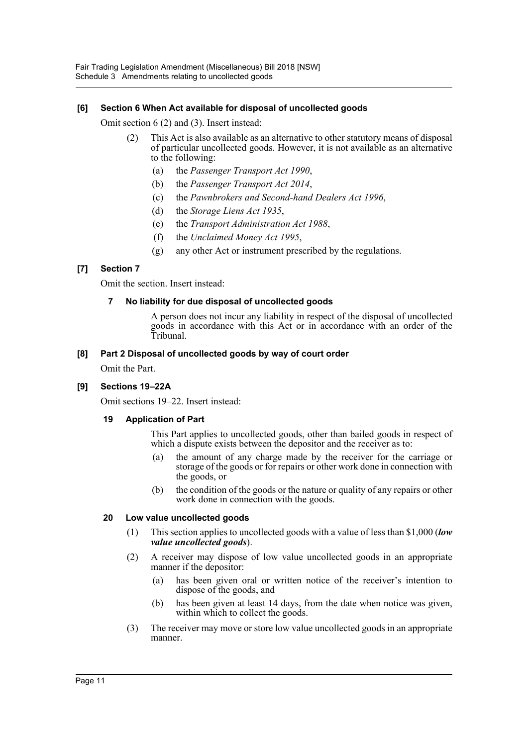### [6] Section 6 When Act available for disposal of uncollected goods

Omit section 6 (2) and (3). Insert instead:

(2) This Act is also available as an alternative to other statutory means of disposal of particular uncollected goods. However, it is not available as an alternative to the following:

- (a) the *Passenger Transport Act 1990*,
- (b) the *Passenger Transport Act 2014*,
- (c) the *Pawnbrokers and Second-hand Dealers Act 1996*,
- (d) the *Storage Liens Act 1935*,
- (e) the *Transport Administration Act 1988*,
- (f) the *Unclaimed Money Act 1995*,
- (g) any other Act or instrument prescribed by the regulations.

### [7] Section 7

Omit the section. Insert instead:

#### 7 No liability for due disposal of uncollected goods

A person does not incur any liability in respect of the disposal of uncollected goods in accordance with this Act or in accordance with an order of the Tribunal.

### [8] Part 2 Disposal of uncollected goods by way of court order

Omit the Part.

### [9] Sections 19–22A

Omit sections 19–22. Insert instead:

#### 19 Application of Part

This Part applies to uncollected goods, other than bailed goods in respect of which a dispute exists between the depositor and the receiver as to:

- (a) the amount of any charge made by the receiver for the carriage or storage of the goods or for repairs or other work done in connection with the goods, or
- (b) the condition of the goods or the nature or quality of any repairs or other work done in connection with the goods.

#### 20 Low value uncollected goods

(1) This section applies to uncollected goods with a value of less than $1,000 (***low value uncollected goods***).

(2) A receiver may dispose of low value uncollected goods in an appropriate manner if the depositor:

- (a) has been given oral or written notice of the receiver's intention to dispose of the goods, and
- (b) has been given at least 14 days, from the date when notice was given, within which to collect the goods.

(3) The receiver may move or store low value uncollected goods in an appropriate manner.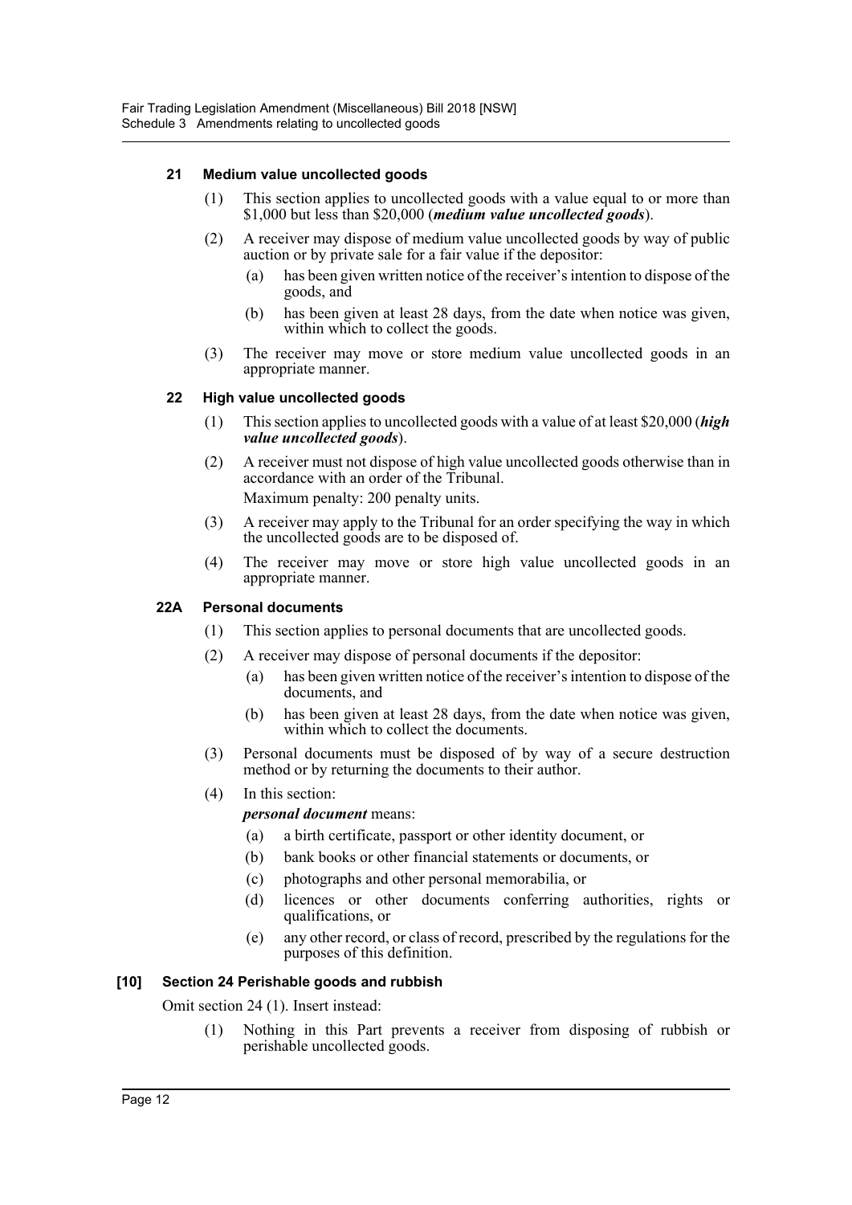### 21 Medium value uncollected goods

(1) This section applies to uncollected goods with a value equal to or more than $1,000 but less than $20,000 (***medium value uncollected goods***).

(2) A receiver may dispose of medium value uncollected goods by way of public auction or by private sale for a fair value if the depositor:

- (a) has been given written notice of the receiver's intention to dispose of the goods, and
- (b) has been given at least 28 days, from the date when notice was given, within which to collect the goods.

(3) The receiver may move or store medium value uncollected goods in an appropriate manner.

### 22 High value uncollected goods

(1) This section applies to uncollected goods with a value of at least $20,000 (***high value uncollected goods***).

(2) A receiver must not dispose of high value uncollected goods otherwise than in accordance with an order of the Tribunal.

Maximum penalty: 200 penalty units.

(3) A receiver may apply to the Tribunal for an order specifying the way in which the uncollected goods are to be disposed of.

(4) The receiver may move or store high value uncollected goods in an appropriate manner.

### 22A Personal documents

(1) This section applies to personal documents that are uncollected goods.

(2) A receiver may dispose of personal documents if the depositor:

- (a) has been given written notice of the receiver's intention to dispose of the documents, and
- (b) has been given at least 28 days, from the date when notice was given, within which to collect the documents.

(3) Personal documents must be disposed of by way of a secure destruction method or by returning the documents to their author.

(4) In this section:

***personal document*** means:

- (a) a birth certificate, passport or other identity document, or
- (b) bank books or other financial statements or documents, or
- (c) photographs and other personal memorabilia, or
- (d) licences or other documents conferring authorities, rights or qualifications, or
- (e) any other record, or class of record, prescribed by the regulations for the purposes of this definition.

### [10] Section 24 Perishable goods and rubbish

Omit section 24 (1). Insert instead:

(1) Nothing in this Part prevents a receiver from disposing of rubbish or perishable uncollected goods.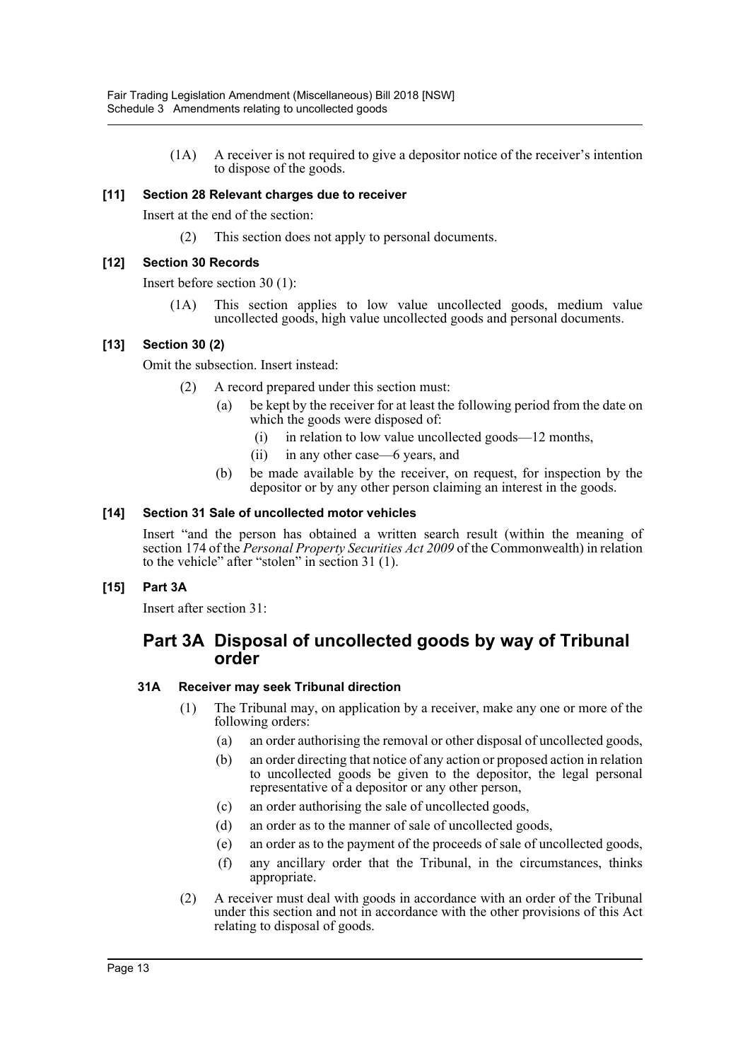(1A) A receiver is not required to give a depositor notice of the receiver's intention to dispose of the goods.

### [11] Section 28 Relevant charges due to receiver

Insert at the end of the section:

(2) This section does not apply to personal documents.

### [12] Section 30 Records

Insert before section 30 (1):

(1A) This section applies to low value uncollected goods, medium value uncollected goods, high value uncollected goods and personal documents.

### [13] Section 30 (2)

Omit the subsection. Insert instead:

(2) A record prepared under this section must:

(a) be kept by the receiver for at least the following period from the date on which the goods were disposed of:

(i) in relation to low value uncollected goods—12 months,

(ii) in any other case—6 years, and

(b) be made available by the receiver, on request, for inspection by the depositor or by any other person claiming an interest in the goods.

### [14] Section 31 Sale of uncollected motor vehicles

Insert "and the person has obtained a written search result (within the meaning of section 174 of the *Personal Property Securities Act 2009* of the Commonwealth) in relation to the vehicle" after "stolen" in section 31 (1).

### [15] Part 3A

Insert after section 31:

## Part 3A Disposal of uncollected goods by way of Tribunal order

### 31A Receiver may seek Tribunal direction

(1) The Tribunal may, on application by a receiver, make any one or more of the following orders:

(a) an order authorising the removal or other disposal of uncollected goods,

(b) an order directing that notice of any action or proposed action in relation to uncollected goods be given to the depositor, the legal personal representative of a depositor or any other person,

(c) an order authorising the sale of uncollected goods,

(d) an order as to the manner of sale of uncollected goods,

(e) an order as to the payment of the proceeds of sale of uncollected goods,

(f) any ancillary order that the Tribunal, in the circumstances, thinks appropriate.

(2) A receiver must deal with goods in accordance with an order of the Tribunal under this section and not in accordance with the other provisions of this Act relating to disposal of goods.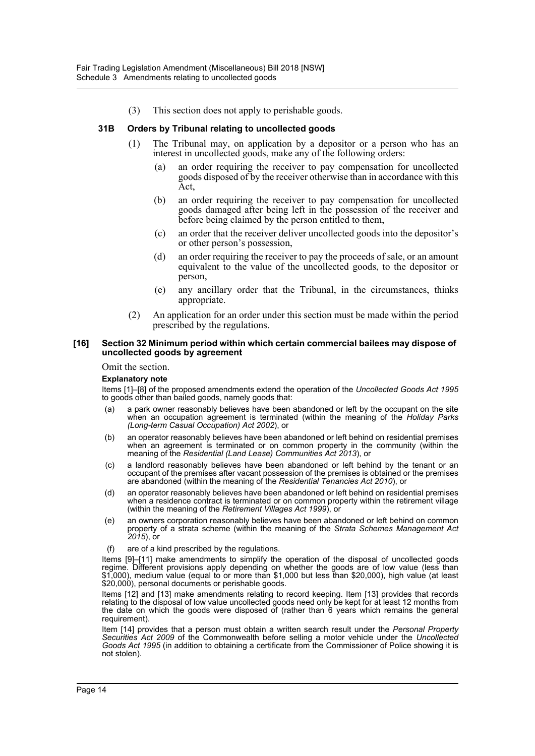(3) This section does not apply to perishable goods.

### 31B Orders by Tribunal relating to uncollected goods

(1) The Tribunal may, on application by a depositor or a person who has an interest in uncollected goods, make any of the following orders:

(a) an order requiring the receiver to pay compensation for uncollected goods disposed of by the receiver otherwise than in accordance with this Act,

(b) an order requiring the receiver to pay compensation for uncollected goods damaged after being left in the possession of the receiver and before being claimed by the person entitled to them,

(c) an order that the receiver deliver uncollected goods into the depositor's or other person's possession,

(d) an order requiring the receiver to pay the proceeds of sale, or an amount equivalent to the value of the uncollected goods, to the depositor or person,

(e) any ancillary order that the Tribunal, in the circumstances, thinks appropriate.

(2) An application for an order under this section must be made within the period prescribed by the regulations.

#### [16] Section 32 Minimum period within which certain commercial bailees may dispose of uncollected goods by agreement

Omit the section.

**Explanatory note**

Items [1]–[8] of the proposed amendments extend the operation of the *Uncollected Goods Act 1995* to goods other than bailed goods, namely goods that:

(a) a park owner reasonably believes have been abandoned or left by the occupant on the site when an occupation agreement is terminated (within the meaning of the *Holiday Parks (Long-term Casual Occupation) Act 2002*), or

(b) an operator reasonably believes have been abandoned or left behind on residential premises when an agreement is terminated or on common property in the community (within the meaning of the *Residential (Land Lease) Communities Act 2013*), or

(c) a landlord reasonably believes have been abandoned or left behind by the tenant or an occupant of the premises after vacant possession of the premises is obtained or the premises are abandoned (within the meaning of the *Residential Tenancies Act 2010*), or

(d) an operator reasonably believes have been abandoned or left behind on residential premises when a residence contract is terminated or on common property within the retirement village (within the meaning of the *Retirement Villages Act 1999*), or

(e) an owners corporation reasonably believes have been abandoned or left behind on common property of a strata scheme (within the meaning of the *Strata Schemes Management Act 2015*), or

(f) are of a kind prescribed by the regulations.

Items [9]–[11] make amendments to simplify the operation of the disposal of uncollected goods regime. Different provisions apply depending on whether the goods are of low value (less than $1,000), medium value (equal to or more than $1,000 but less than $20,000), high value (at least $20,000), personal documents or perishable goods.

Items [12] and [13] make amendments relating to record keeping. Item [13] provides that records relating to the disposal of low value uncollected goods need only be kept for at least 12 months from the date on which the goods were disposed of (rather than 6 years which remains the general requirement).

Item [14] provides that a person must obtain a written search result under the *Personal Property Securities Act 2009* of the Commonwealth before selling a motor vehicle under the *Uncollected Goods Act 1995* (in addition to obtaining a certificate from the Commissioner of Police showing it is not stolen).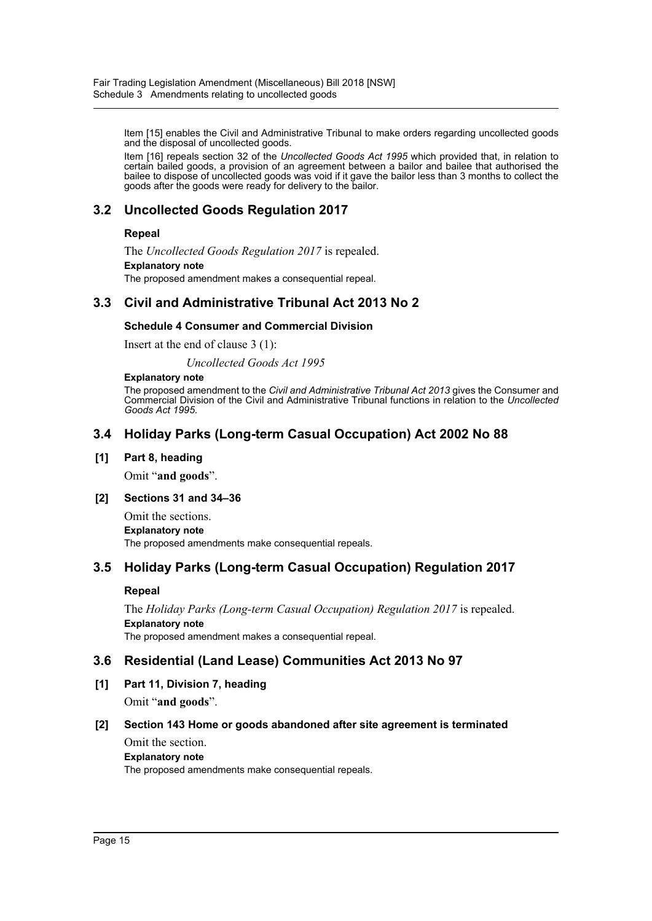Item [15] enables the Civil and Administrative Tribunal to make orders regarding uncollected goods and the disposal of uncollected goods.

Item [16] repeals section 32 of the *Uncollected Goods Act 1995* which provided that, in relation to certain bailed goods, a provision of an agreement between a bailor and bailee that authorised the bailee to dispose of uncollected goods was void if it gave the bailor less than 3 months to collect the goods after the goods were ready for delivery to the bailor.

## 3.2 Uncollected Goods Regulation 2017

**Repeal**

The *Uncollected Goods Regulation 2017* is repealed.

**Explanatory note**

The proposed amendment makes a consequential repeal.

## 3.3 Civil and Administrative Tribunal Act 2013 No 2

**Schedule 4 Consumer and Commercial Division**

Insert at the end of clause 3 (1):

*Uncollected Goods Act 1995*

**Explanatory note**

The proposed amendment to the *Civil and Administrative Tribunal Act 2013* gives the Consumer and Commercial Division of the Civil and Administrative Tribunal functions in relation to the *Uncollected Goods Act 1995*.

## 3.4 Holiday Parks (Long-term Casual Occupation) Act 2002 No 88

**[1] Part 8, heading**

Omit "**and goods**".

**[2] Sections 31 and 34–36**

Omit the sections.

**Explanatory note**

The proposed amendments make consequential repeals.

## 3.5 Holiday Parks (Long-term Casual Occupation) Regulation 2017

**Repeal**

The *Holiday Parks (Long-term Casual Occupation) Regulation 2017* is repealed.

**Explanatory note**

The proposed amendment makes a consequential repeal.

## 3.6 Residential (Land Lease) Communities Act 2013 No 97

**[1] Part 11, Division 7, heading**

Omit "**and goods**".

**[2] Section 143 Home or goods abandoned after site agreement is terminated**

Omit the section.

**Explanatory note**

The proposed amendments make consequential repeals.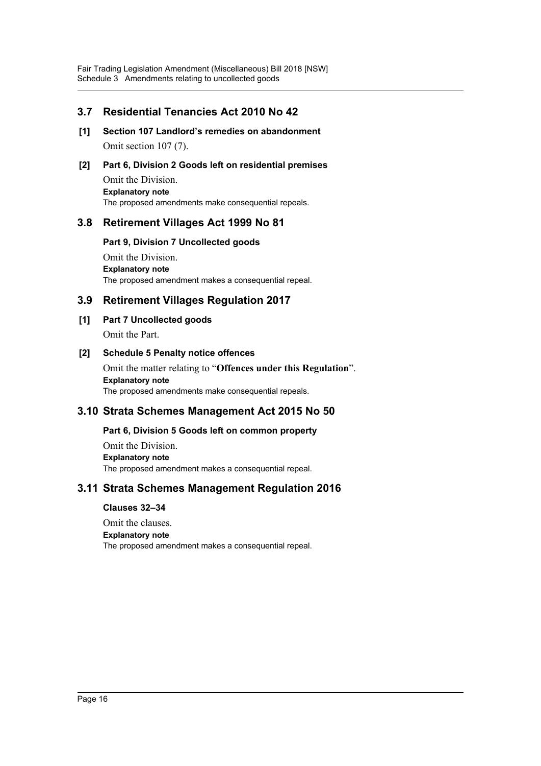## 3.7 Residential Tenancies Act 2010 No 42

### [1] Section 107 Landlord's remedies on abandonment

Omit section 107 (7).

### [2] Part 6, Division 2 Goods left on residential premises

Omit the Division.

**Explanatory note**

The proposed amendments make consequential repeals.

## 3.8 Retirement Villages Act 1999 No 81

### Part 9, Division 7 Uncollected goods

Omit the Division.

**Explanatory note**

The proposed amendment makes a consequential repeal.

## 3.9 Retirement Villages Regulation 2017

### [1] Part 7 Uncollected goods

Omit the Part.

### [2] Schedule 5 Penalty notice offences

Omit the matter relating to "**Offences under this Regulation**".

**Explanatory note**

The proposed amendments make consequential repeals.

## 3.10 Strata Schemes Management Act 2015 No 50

### Part 6, Division 5 Goods left on common property

Omit the Division.

**Explanatory note**

The proposed amendment makes a consequential repeal.

## 3.11 Strata Schemes Management Regulation 2016

### Clauses 32–34

Omit the clauses.

**Explanatory note**

The proposed amendment makes a consequential repeal.